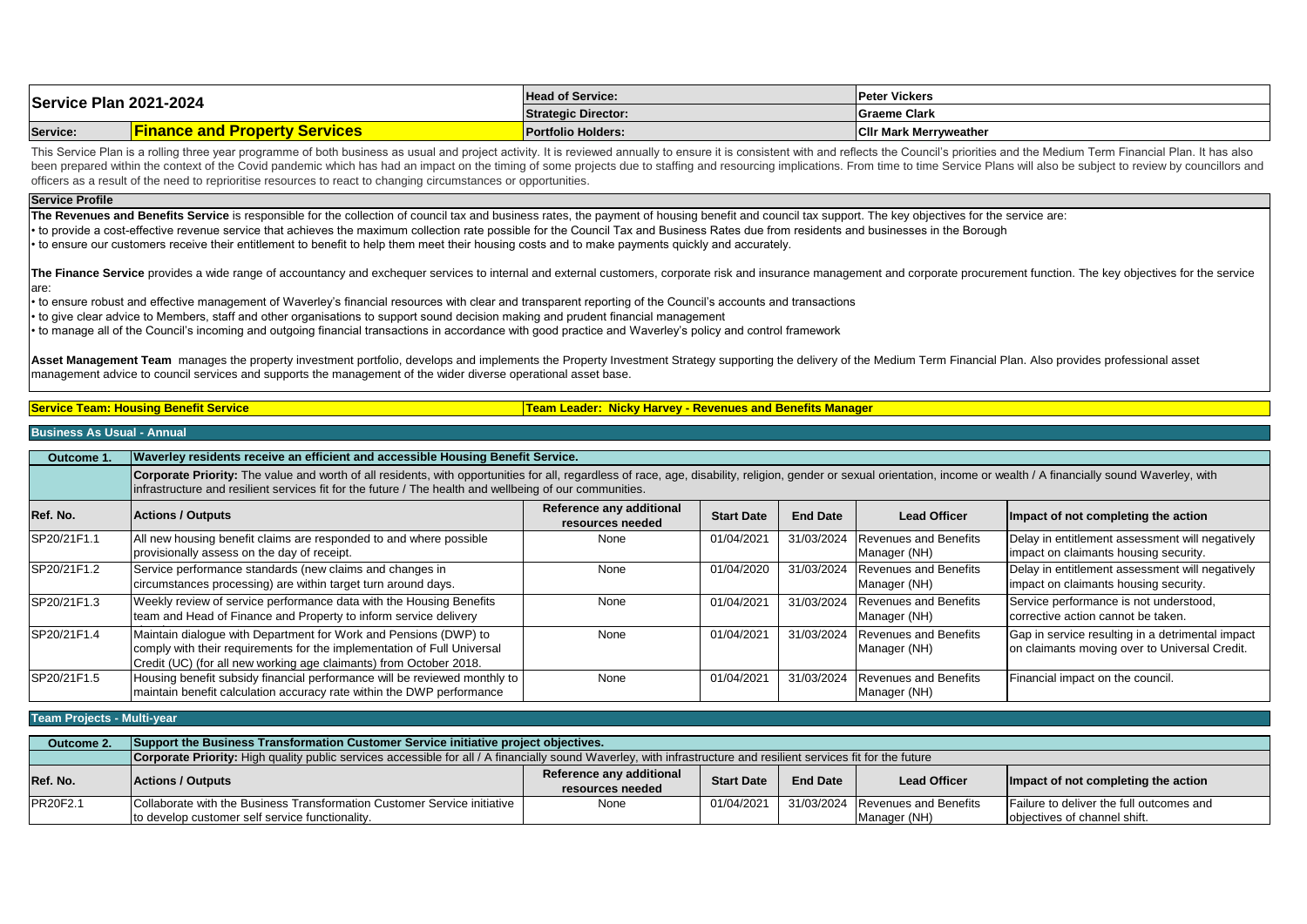| Service Plan 2021-2024 | | Head of Service: | Peter Vickers |
|---|---|---|---|
| | | Strategic Director: | Graeme Clark |
| **Service:** | **Finance and Property Services** | Portfolio Holders: | Cllr Mark Merryweather |

This Service Plan is a rolling three year programme of both business as usual and project activity. It is reviewed annually to ensure it is consistent with and reflects the Council's priorities and the Medium Term Financial Plan. It has also been prepared within the context of the Covid pandemic which has had an impact on the timing of some projects due to staffing and resourcing implications. From time to time Service Plans will also be subject to review by councillors and officers as a result of the need to reprioritise resources to react to changing circumstances or opportunities.

## Service Profile

**The Revenues and Benefits Service** is responsible for the collection of council tax and business rates, the payment of housing benefit and council tax support. The key objectives for the service are:

- to provide a cost-effective revenue service that achieves the maximum collection rate possible for the Council Tax and Business Rates due from residents and businesses in the Borough
- to ensure our customers receive their entitlement to benefit to help them meet their housing costs and to make payments quickly and accurately.

**The Finance Service** provides a wide range of accountancy and exchequer services to internal and external customers, corporate risk and insurance management and corporate procurement function. The key objectives for the service are:

- to ensure robust and effective management of Waverley's financial resources with clear and transparent reporting of the Council's accounts and transactions
- to give clear advice to Members, staff and other organisations to support sound decision making and prudent financial management
- to manage all of the Council's incoming and outgoing financial transactions in accordance with good practice and Waverley's policy and control framework

**Asset Management Team** manages the property investment portfolio, develops and implements the Property Investment Strategy supporting the delivery of the Medium Term Financial Plan. Also provides professional asset management advice to council services and supports the management of the wider diverse operational asset base.

**Service Team: Housing Benefit Service** | **Team Leader: Nicky Harvey - Revenues and Benefits Manager**

## Business As Usual - Annual

**Outcome 1.** Waverley residents receive an efficient and accessible Housing Benefit Service.

**Corporate Priority:** The value and worth of all residents, with opportunities for all, regardless of race, age, disability, religion, gender or sexual orientation, income or wealth / A financially sound Waverley, with infrastructure and resilient services fit for the future / The health and wellbeing of our communities.

| Ref. No. | Actions / Outputs | Reference any additional resources needed | Start Date | End Date | Lead Officer | Impact of not completing the action |
|---|---|---|---|---|---|---|
| SP20/21F1.1 | All new housing benefit claims are responded to and where possible provisionally assess on the day of receipt. | None | 01/04/2021 | 31/03/2024 | Revenues and Benefits Manager (NH) | Delay in entitlement assessment will negatively impact on claimants housing security. |
| SP20/21F1.2 | Service performance standards (new claims and changes in circumstances processing) are within target turn around days. | None | 01/04/2020 | 31/03/2024 | Revenues and Benefits Manager (NH) | Delay in entitlement assessment will negatively impact on claimants housing security. |
| SP20/21F1.3 | Weekly review of service performance data with the Housing Benefits team and Head of Finance and Property to inform service delivery | None | 01/04/2021 | 31/03/2024 | Revenues and Benefits Manager (NH) | Service performance is not understood, corrective action cannot be taken. |
| SP20/21F1.4 | Maintain dialogue with Department for Work and Pensions (DWP) to comply with their requirements for the implementation of Full Universal Credit (UC) (for all new working age claimants) from October 2018. | None | 01/04/2021 | 31/03/2024 | Revenues and Benefits Manager (NH) | Gap in service resulting in a detrimental impact on claimants moving over to Universal Credit. |
| SP20/21F1.5 | Housing benefit subsidy financial performance will be reviewed monthly to maintain benefit calculation accuracy rate within the DWP performance | None | 01/04/2021 | 31/03/2024 | Revenues and Benefits Manager (NH) | Financial impact on the council. |

## Team Projects - Multi-year

**Outcome 2.** Support the Business Transformation Customer Service initiative project objectives.

**Corporate Priority:** High quality public services accessible for all / A financially sound Waverley, with infrastructure and resilient services fit for the future

| Ref. No. | Actions / Outputs | Reference any additional resources needed | Start Date | End Date | Lead Officer | Impact of not completing the action |
|---|---|---|---|---|---|---|
| PR20F2.1 | Collaborate with the Business Transformation Customer Service initiative to develop customer self service functionality. | None | 01/04/2021 | 31/03/2024 | Revenues and Benefits Manager (NH) | Failure to deliver the full outcomes and objectives of channel shift. |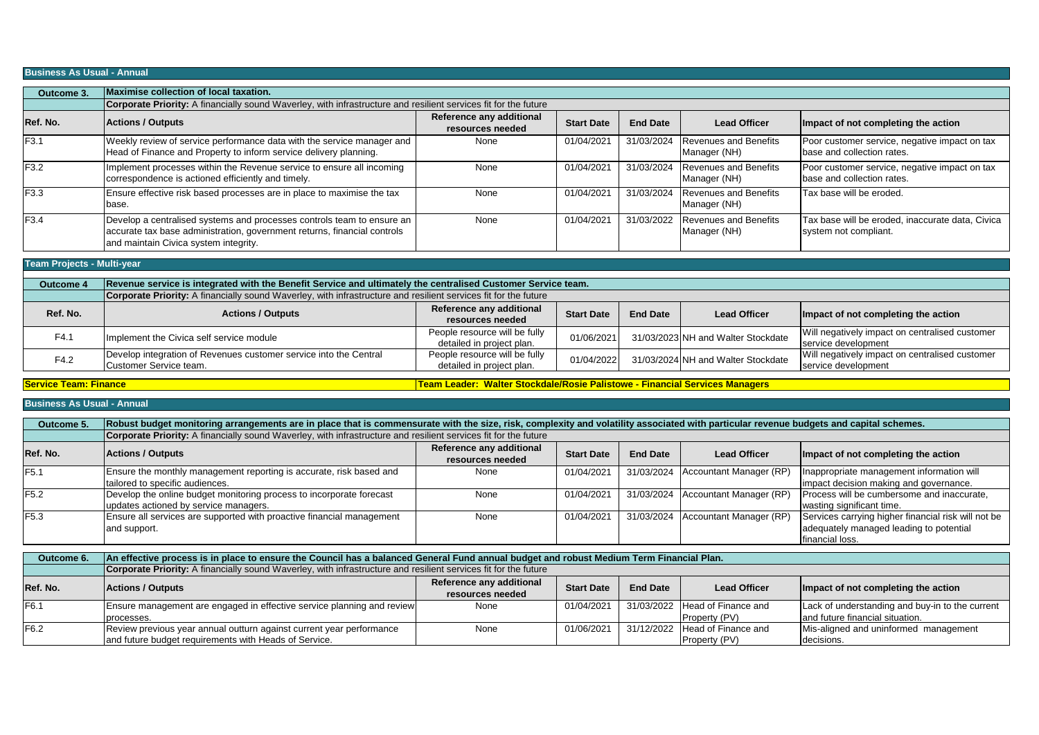## Business As Usual - Annual

| Outcome 3. | Maximise collection of local taxation. | | | | | |
|---|---|---|---|---|---|---|
| | **Corporate Priority:** A financially sound Waverley, with infrastructure and resilient services fit for the future | | | | | |
| **Ref. No.** | **Actions / Outputs** | **Reference any additional resources needed** | **Start Date** | **End Date** | **Lead Officer** | **Impact of not completing the action** |
| F3.1 | Weekly review of service performance data with the service manager and Head of Finance and Property to inform service delivery planning. | None | 01/04/2021 | 31/03/2024 | Revenues and Benefits Manager (NH) | Poor customer service, negative impact on tax base and collection rates. |
| F3.2 | Implement processes within the Revenue service to ensure all incoming correspondence is actioned efficiently and timely. | None | 01/04/2021 | 31/03/2024 | Revenues and Benefits Manager (NH) | Poor customer service, negative impact on tax base and collection rates. |
| F3.3 | Ensure effective risk based processes are in place to maximise the tax base. | None | 01/04/2021 | 31/03/2024 | Revenues and Benefits Manager (NH) | Tax base will be eroded. |
| F3.4 | Develop a centralised systems and processes controls team to ensure an accurate tax base administration, government returns, financial controls and maintain Civica system integrity. | None | 01/04/2021 | 31/03/2022 | Revenues and Benefits Manager (NH) | Tax base will be eroded, inaccurate data, Civica system not compliant. |

## Team Projects - Multi-year

| Outcome 4 | Revenue service is integrated with the Benefit Service and ultimately the centralised Customer Service team. | | | | | |
|---|---|---|---|---|---|---|
| | **Corporate Priority:** A financially sound Waverley, with infrastructure and resilient services fit for the future | | | | | |
| **Ref. No.** | **Actions / Outputs** | **Reference any additional resources needed** | **Start Date** | **End Date** | **Lead Officer** | **Impact of not completing the action** |
| F4.1 | Implement the Civica self service module | People resource will be fully detailed in project plan. | 01/06/2021 | 31/03/2023 | NH and Walter Stockdate | Will negatively impact on centralised customer service development |
| F4.2 | Develop integration of Revenues customer service into the Central Customer Service team. | People resource will be fully detailed in project plan. | 01/04/2022 | 31/03/2024 | NH and Walter Stockdate | Will negatively impact on centralised customer service development |

**Service Team: Finance** — **Team Leader: Walter Stockdale/Rosie Palistowe - Financial Services Managers**

## Business As Usual - Annual

| Outcome 5. | Robust budget monitoring arrangements are in place that is commensurate with the size, risk, complexity and volatility associated with particular revenue budgets and capital schemes. | | | | | |
|---|---|---|---|---|---|---|
| | **Corporate Priority:** A financially sound Waverley, with infrastructure and resilient services fit for the future | | | | | |
| **Ref. No.** | **Actions / Outputs** | **Reference any additional resources needed** | **Start Date** | **End Date** | **Lead Officer** | **Impact of not completing the action** |
| F5.1 | Ensure the monthly management reporting is accurate, risk based and tailored to specific audiences. | None | 01/04/2021 | 31/03/2024 | Accountant Manager (RP) | Inappropriate management information will impact decision making and governance. |
| F5.2 | Develop the online budget monitoring process to incorporate forecast updates actioned by service managers. | None | 01/04/2021 | 31/03/2024 | Accountant Manager (RP) | Process will be cumbersome and inaccurate, wasting significant time. |
| F5.3 | Ensure all services are supported with proactive financial management and support. | None | 01/04/2021 | 31/03/2024 | Accountant Manager (RP) | Services carrying higher financial risk will not be adequately managed leading to potential financial loss. |

| Outcome 6. | An effective process is in place to ensure the Council has a balanced General Fund annual budget and robust Medium Term Financial Plan. | | | | | |
|---|---|---|---|---|---|---|
| | **Corporate Priority:** A financially sound Waverley, with infrastructure and resilient services fit for the future | | | | | |
| **Ref. No.** | **Actions / Outputs** | **Reference any additional resources needed** | **Start Date** | **End Date** | **Lead Officer** | **Impact of not completing the action** |
| F6.1 | Ensure management are engaged in effective service planning and review processes. | None | 01/04/2021 | 31/03/2022 | Head of Finance and Property (PV) | Lack of understanding and buy-in to the current and future financial situation. |
| F6.2 | Review previous year annual outturn against current year performance and future budget requirements with Heads of Service. | None | 01/06/2021 | 31/12/2022 | Head of Finance and Property (PV) | Mis-aligned and uninformed management decisions. |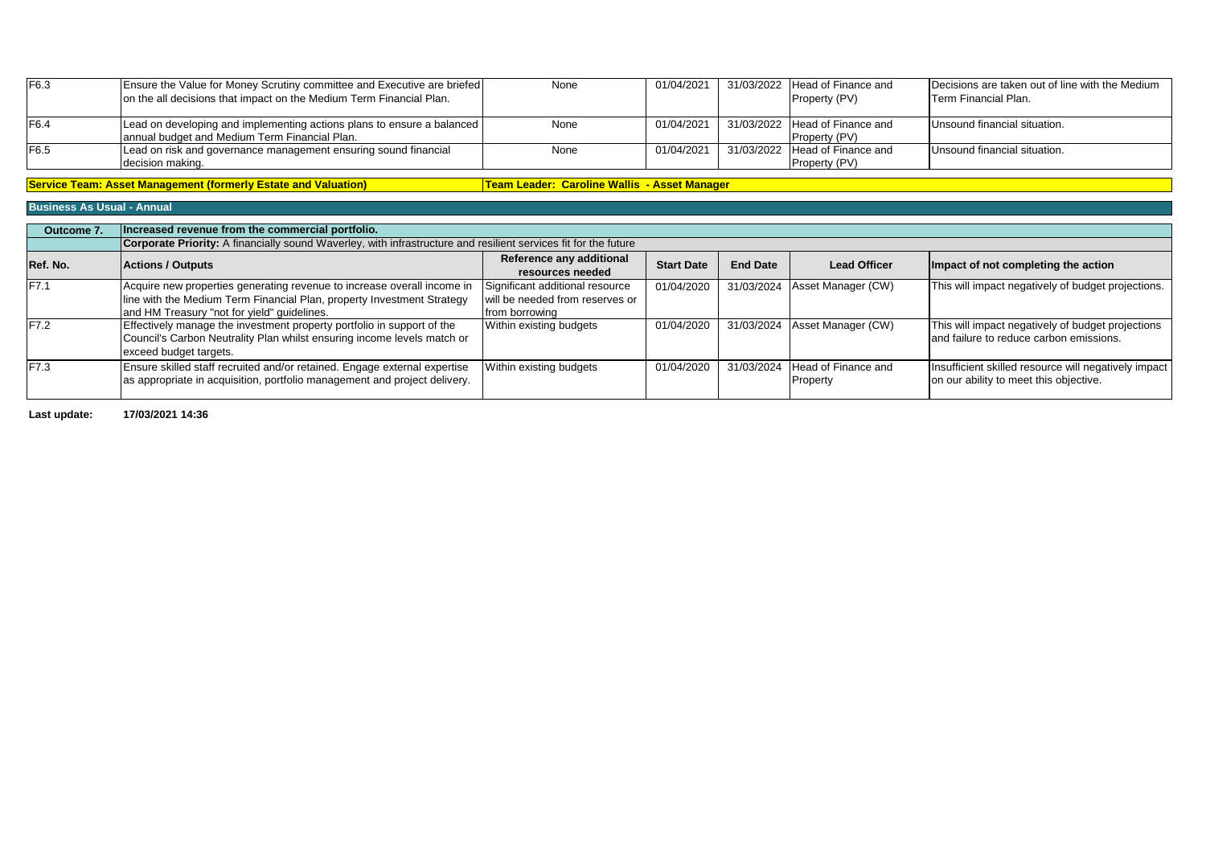| | | | | | | |
|---|---|---|---|---|---|---|
| F6.3 | Ensure the Value for Money Scrutiny committee and Executive are briefed on the all decisions that impact on the Medium Term Financial Plan. | None | 01/04/2021 | 31/03/2022 | Head of Finance and Property (PV) | Decisions are taken out of line with the Medium Term Financial Plan. |
| F6.4 | Lead on developing and implementing actions plans to ensure a balanced annual budget and Medium Term Financial Plan. | None | 01/04/2021 | 31/03/2022 | Head of Finance and Property (PV) | Unsound financial situation. |
| F6.5 | Lead on risk and governance management ensuring sound financial decision making. | None | 01/04/2021 | 31/03/2022 | Head of Finance and Property (PV) | Unsound financial situation. |

**Service Team: Asset Management (formerly Estate and Valuation)** **Team Leader: Caroline Wallis - Asset Manager**

**Business As Usual - Annual**

**Outcome 7.** **Increased revenue from the commercial portfolio.**

**Corporate Priority:** A financially sound Waverley, with infrastructure and resilient services fit for the future

| Ref. No. | Actions / Outputs | Reference any additional resources needed | Start Date | End Date | Lead Officer | Impact of not completing the action |
|---|---|---|---|---|---|---|
| F7.1 | Acquire new properties generating revenue to increase overall income in line with the Medium Term Financial Plan, property Investment Strategy and HM Treasury "not for yield" guidelines. | Significant additional resource will be needed from reserves or from borrowing | 01/04/2020 | 31/03/2024 | Asset Manager (CW) | This will impact negatively of budget projections. |
| F7.2 | Effectively manage the investment property portfolio in support of the Council's Carbon Neutrality Plan whilst ensuring income levels match or exceed budget targets. | Within existing budgets | 01/04/2020 | 31/03/2024 | Asset Manager (CW) | This will impact negatively of budget projections and failure to reduce carbon emissions. |
| F7.3 | Ensure skilled staff recruited and/or retained. Engage external expertise as appropriate in acquisition, portfolio management and project delivery. | Within existing budgets | 01/04/2020 | 31/03/2024 | Head of Finance and Property | Insufficient skilled resource will negatively impact on our ability to meet this objective. |

**Last update:** **17/03/2021 14:36**